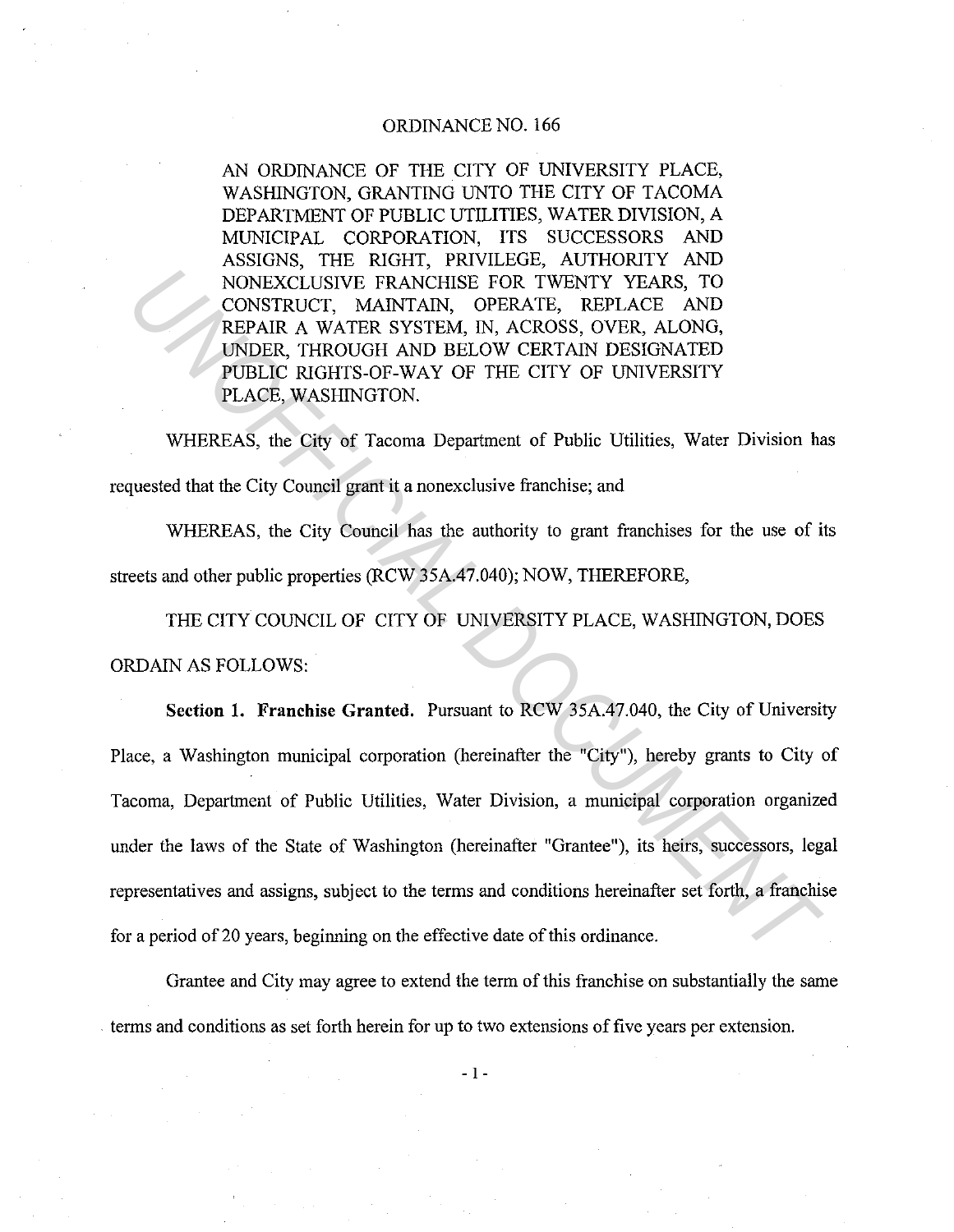# ORDINANCE NO. 166

AN ORDINANCE OF THE CITY OF UNIVERSITY PLACE, WASHINGTON, GRANTING UNTO THE CITY OF TACOMA DEPARTMENT OF PUBLIC UTILITIES, WATER DIVISION, A MUNICIPAL CORPORATION, ITS SUCCESSORS AND ASSIGNS, THE RIGHT, PRIVILEGE, AUTHORITY AND NONEXCLUSIVE FRANCHISE FOR TWENTY YEARS, TO CONSTRUCT, MAINTAIN, OPERATE, REPLACE AND REPAIR A WATER SYSTEM, IN, ACROSS, OVER, ALONG, UNDER, THROUGH AND BELOW CERTAIN DESIGNATED PUBLIC RIGHTS-OF-WAY OF THE CITY OF UNIVERSITY PLACE, WASHINGTON.

WHEREAS, the City of Tacoma Department of Public Utilities, Water Division has requested that the City Council grant it a nonexclusive franchise; and

WHEREAS, the City Council has the authority to grant franchises for the use of its streets and other public properties (RCW 35A.47.040); NOW, THEREFORE,

THE CITY COUNCIL OF CITY OF UNIVERSITY PLACE, WASHINGTON, DOES ORDAIN AS FOLLOWS:

**Section 1. Franchise Granted.** Pursuant to RCW 35A.47.040, the City of University Place, a Washington municipal corporation (hereinafter the "City"), hereby grants to City of Tacoma, Department of Public Utilities, Water Division, a municipal corporation organized under the laws of the State of Washington (hereinafter "Grantee"), its heirs, successors, legal representatives and assigns, subject to the terms and conditions hereinafter set forth, a franchise for a period of 20 years, beginning on the effective date of this ordinance.

Grantee and City may agree to extend the term of this franchise on substantially the same terms and conditions as set forth herein for up to two extensions of five years per extension.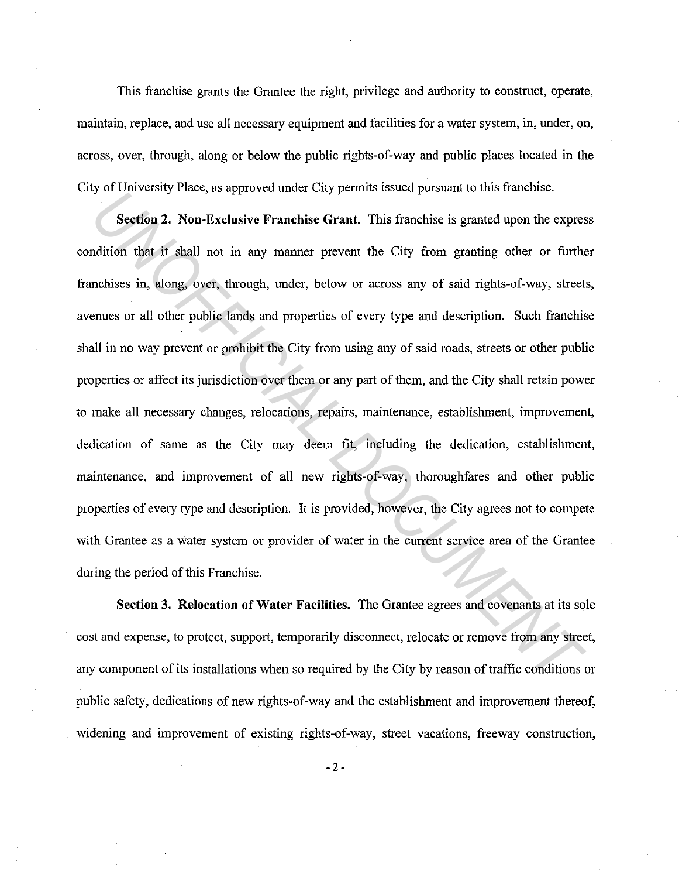This franchise grants the Grantee the right, privilege and authority to construct, operate, maintain, replace, and use all necessary equipment and facilities for a water system, in, under, on, across, over, through, along or below the public rights-of-way and public places located in the City of University Place, as approved under City permits issued pursuant to this franchise.

**Section 2. Non-Exclusive Franchise Grant.** This franchise is granted upon the express condition that it shall not in any manner prevent the City from granting other or further franchises in, along, over, through, under, below or across any of said rights-of-way, streets, avenues or all other public lands and properties of every type and description. Such franchise shall in no way prevent or prohibit the City from using any of said roads, streets or other public properties or affect its jurisdiction over them or any part of them, and the City shall retain power to make all necessary changes, relocations, repairs, maintenance, establishment, improvement, dedication of same as the City may deem fit, including the dedication, establishment, maintenance, and improvement of all new rights-of-way, thoroughfares and other public properties of every type and description. It is provided, however, the City agrees not to compete with Grantee as a water system or provider of water in the current service area of the Grantee during the period of this Franchise.

**Section 3. Relocation of Water Facilities.** The Grantee agrees and covenants at its sole cost and expense, to protect, support, temporarily disconnect, relocate or remove from any street, any component of its installations when so required by the City by reason of traffic conditions or public safety, dedications of new rights-of-way and the establishment and improvement thereof, widening and improvement of existing rights-of-way, street vacations, freeway construction,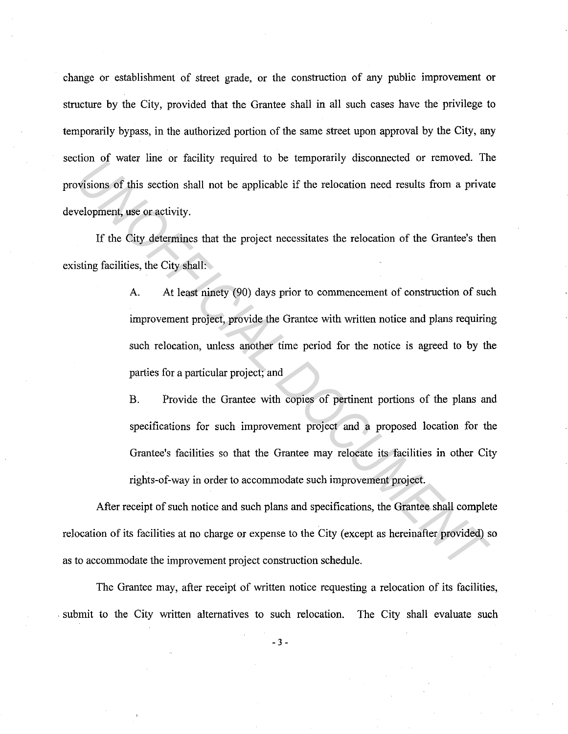change or establishment of street grade, or the construction of any public improvement or structure by the City, provided that the Grantee shall in all such cases have the privilege to temporarily bypass, in the authorized portion of the same street upon approval by the City, any section of water line or facility required to be temporarily disconnected or removed. The provisions of this section shall not be applicable if the relocation need results from a private development, use or activity.

If the City determines that the project necessitates the relocation of the Grantee's then existing facilities, the City shall:

A. At least ninety (90) days prior to commencement of construction of such improvement project, provide the Grantee with written notice and plans requiring such relocation, unless another time period for the notice is agreed to by the parties for a particular project; and

B. Provide the Grantee with copies of pertinent portions of the plans and specifications for such improvement project and a proposed location for the Grantee's facilities so that the Grantee may relocate its facilities in other City rights-of-way in order to accommodate such improvement project.

After receipt of such notice and such plans and specifications, the Grantee shall complete relocation of its facilities at no charge or expense to the City (except as hereinafter provided) so as to accommodate the improvement project construction schedule.

The Grantee may, after receipt of written notice requesting a relocation of its facilities, submit to the City written alternatives to such relocation. The City shall evaluate such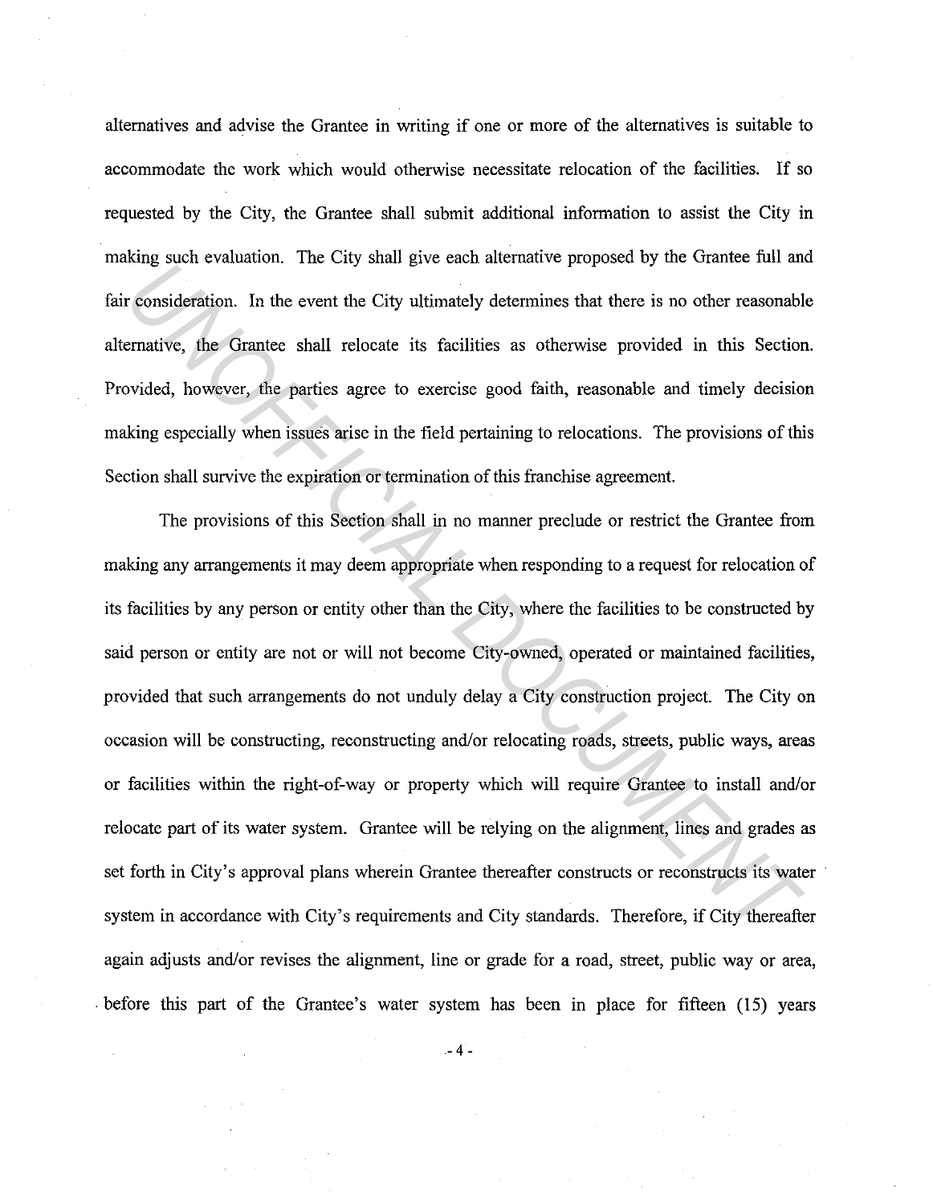alternatives and advise the Grantee in writing if one or more of the alternatives is suitable to accommodate the work which would otherwise necessitate relocation of the facilities. If so requested by the City, the Grantee shall submit additional information to assist the City in making such evaluation. The City shall give each alternative proposed by the Grantee full and fair consideration. In the event the City ultimately determines that there is no other reasonable alternative, the Grantee shall relocate its facilities as otherwise provided in this Section. Provided, however, the parties agree to exercise good faith, reasonable and timely decision making especially when issues arise in the field pertaining to relocations. The provisions of this Section shall survive the expiration or termination of this franchise agreement.

The provisions of this Section shall in no manner preclude or restrict the Grantee from making any arrangements it may deem appropriate when responding to a request for relocation of its facilities by any person or entity other than the City, where the facilities to be constructed by said person or entity are not or will not become City-owned, operated or maintained facilities, provided that such arrangements do not unduly delay a City construction project. The City on occasion will be constructing, reconstructing and/or relocating roads, streets, public ways, areas or facilities within the right-of-way or property which will require Grantee to install and/or relocate part of its water system. Grantee will be relying on the alignment, lines and grades as set forth in City's approval plans wherein Grantee thereafter constructs or reconstructs its water system in accordance with City's requirements and City standards. Therefore, if City thereafter again adjusts and/or revises the alignment, line or grade for a road, street, public way or area, before this part of the Grantee's water system has been in place for fifteen (15) years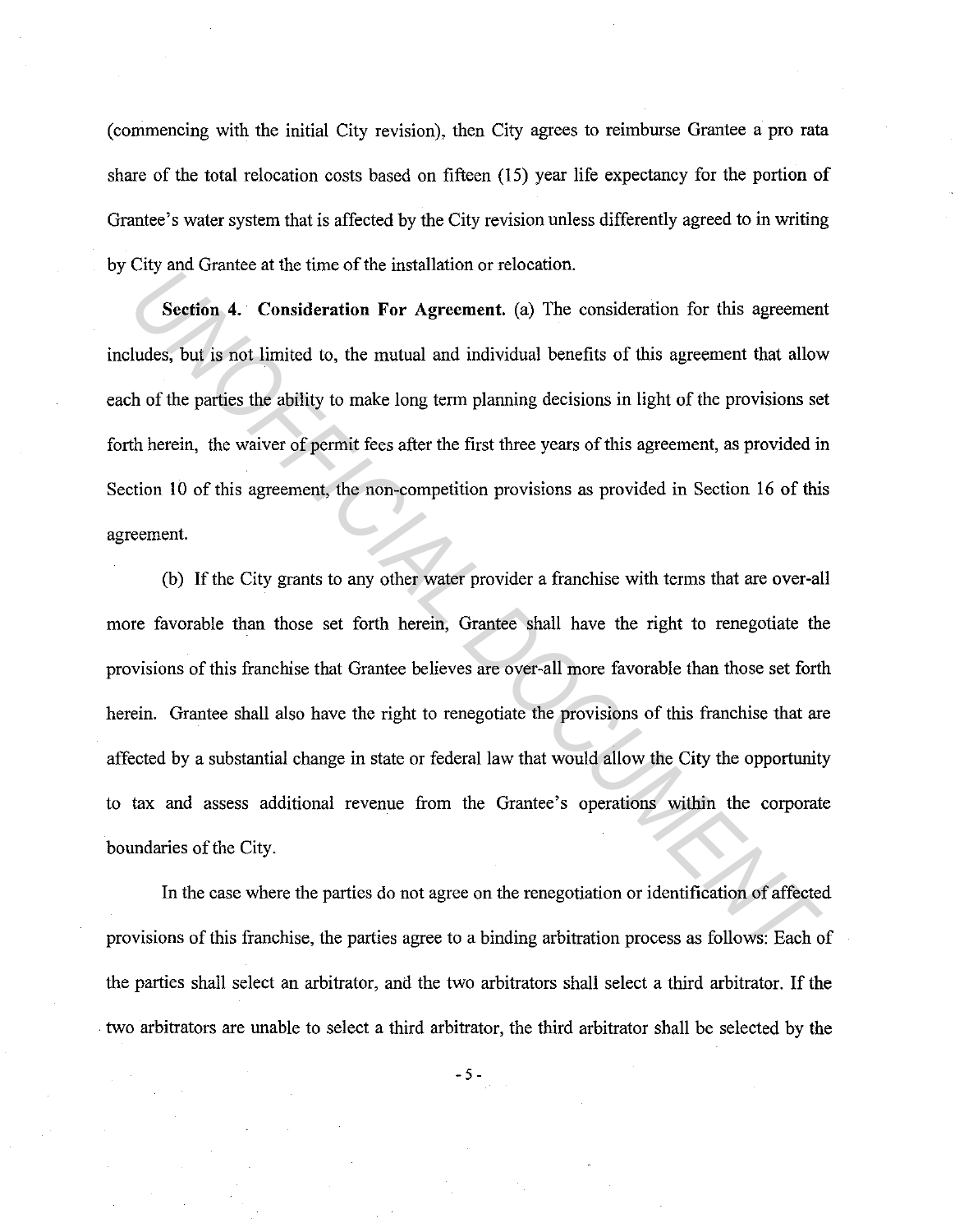(commencing with the initial City revision), then City agrees to reimburse Grantee a pro rata share of the total relocation costs based on fifteen (15) year life expectancy for the portion of Grantee's water system that is affected by the City revision unless differently agreed to in writing by City and Grantee at the time of the installation or relocation.

**Section 4. Consideration For Agreement.** (a) The consideration for this agreement includes, but is not limited to, the mutual and individual benefits of this agreement that allow each of the parties the ability to make long term planning decisions in light of the provisions set forth herein, the waiver of permit fees after the first three years of this agreement, as provided in Section 10 of this agreement, the non-competition provisions as provided in Section 16 of this agreement.

(b) If the City grants to any other water provider a franchise with terms that are over-all more favorable than those set forth herein, Grantee shall have the right to renegotiate the provisions of this franchise that Grantee believes are over-all more favorable than those set forth herein. Grantee shall also have the right to renegotiate the provisions of this franchise that are affected by a substantial change in state or federal law that would allow the City the opportunity to tax and assess additional revenue from the Grantee's operations within the corporate boundaries of the City.

In the case where the parties do not agree on the renegotiation or identification of affected provisions of this franchise, the parties agree to a binding arbitration process as follows: Each of the parties shall select an arbitrator, and the two arbitrators shall select a third arbitrator. If the two arbitrators are unable to select a third arbitrator, the third arbitrator shall be selected by the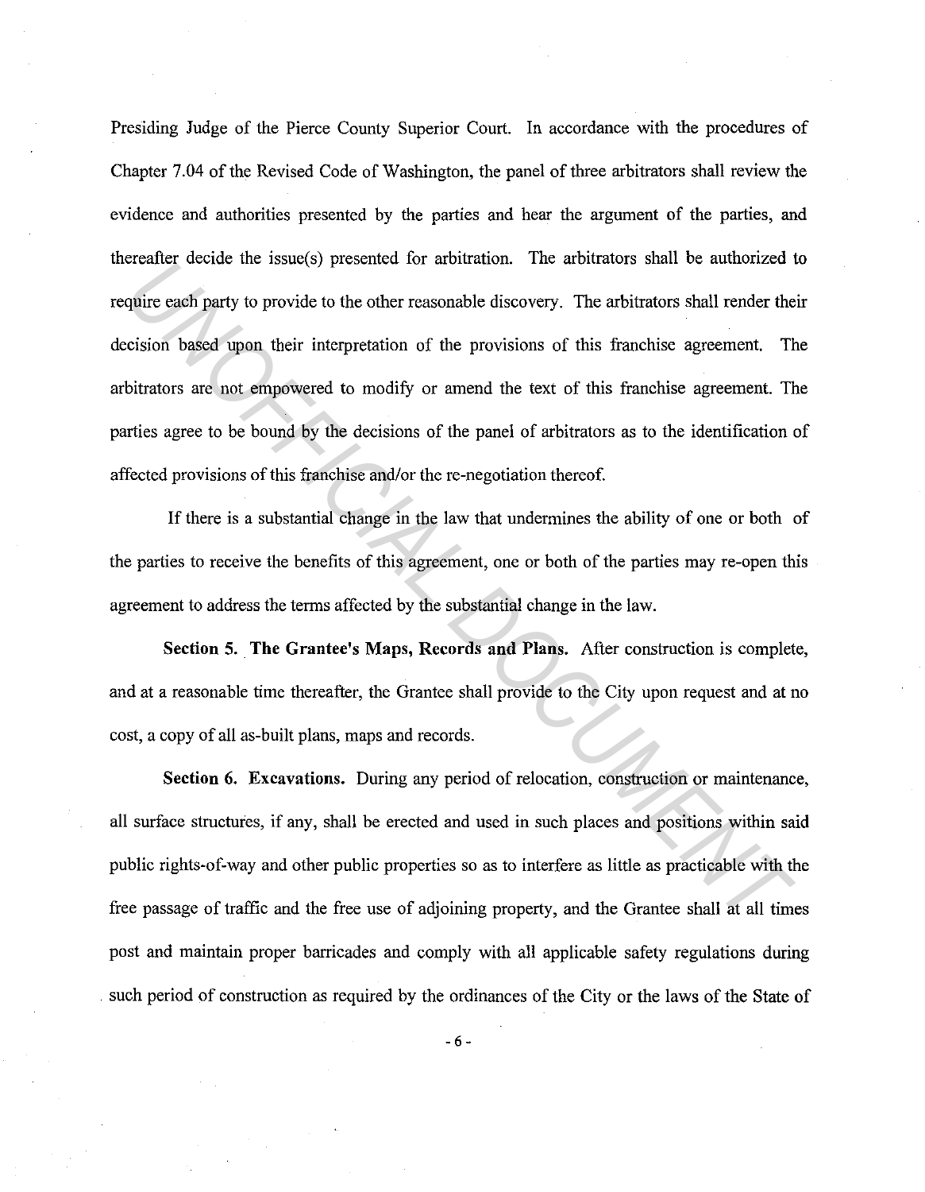Presiding Judge of the Pierce County Superior Court. In accordance with the procedures of Chapter 7.04 of the Revised Code of Washington, the panel of three arbitrators shall review the evidence and authorities presented by the parties and hear the argument of the parties, and thereafter decide the issue(s) presented for arbitration. The arbitrators shall be authorized to require each party to provide to the other reasonable discovery. The arbitrators shall render their decision based upon their interpretation of the provisions of this franchise agreement. The arbitrators are not empowered to modify or amend the text of this franchise agreement. The parties agree to be bound by the decisions of the panel of arbitrators as to the identification of affected provisions of this franchise and/or the re-negotiation thereof.

If there is a substantial change in the law that undermines the ability of one or both of the parties to receive the benefits of this agreement, one or both of the parties may re-open this agreement to address the terms affected by the substantial change in the law.

**Section 5. The Grantee's Maps, Records and Plans.** After construction is complete, and at a reasonable time thereafter, the Grantee shall provide to the City upon request and at no cost, a copy of all as-built plans, maps and records.

**Section 6. Excavations.** During any period of relocation, construction or maintenance, all surface structures, if any, shall be erected and used in such places and positions within said public rights-of-way and other public properties so as to interfere as little as practicable with the free passage of traffic and the free use of adjoining property, and the Grantee shall at all times post and maintain proper barricades and comply with all applicable safety regulations during such period of construction as required by the ordinances of the City or the laws of the State of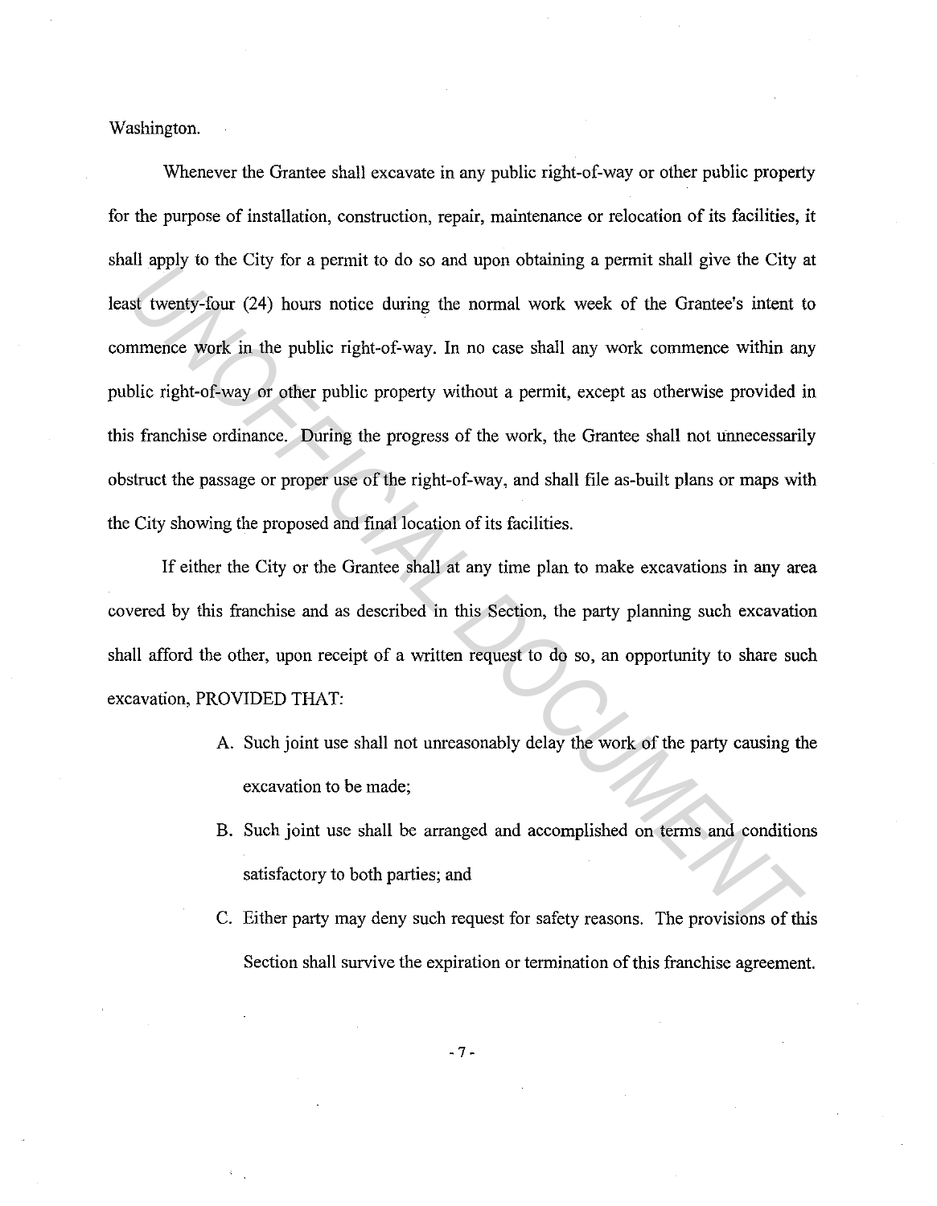Washington.

Whenever the Grantee shall excavate in any public right-of-way or other public property for the purpose of installation, construction, repair, maintenance or relocation of its facilities, it shall apply to the City for a permit to do so and upon obtaining a permit shall give the City at least twenty-four (24) hours notice during the normal work week of the Grantee's intent to commence work in the public right-of-way. In no case shall any work commence within any public right-of-way or other public property without a permit, except as otherwise provided in this franchise ordinance. During the progress of the work, the Grantee shall not unnecessarily obstruct the passage or proper use of the right-of-way, and shall file as-built plans or maps with the City showing the proposed and final location of its facilities.

If either the City or the Grantee shall at any time plan to make excavations in any area covered by this franchise and as described in this Section, the party planning such excavation shall afford the other, upon receipt of a written request to do so, an opportunity to share such excavation, PROVIDED THAT:

A. Such joint use shall not unreasonably delay the work of the party causing the excavation to be made;

B. Such joint use shall be arranged and accomplished on terms and conditions satisfactory to both parties; and

C. Either party may deny such request for safety reasons. The provisions of this Section shall survive the expiration or termination of this franchise agreement.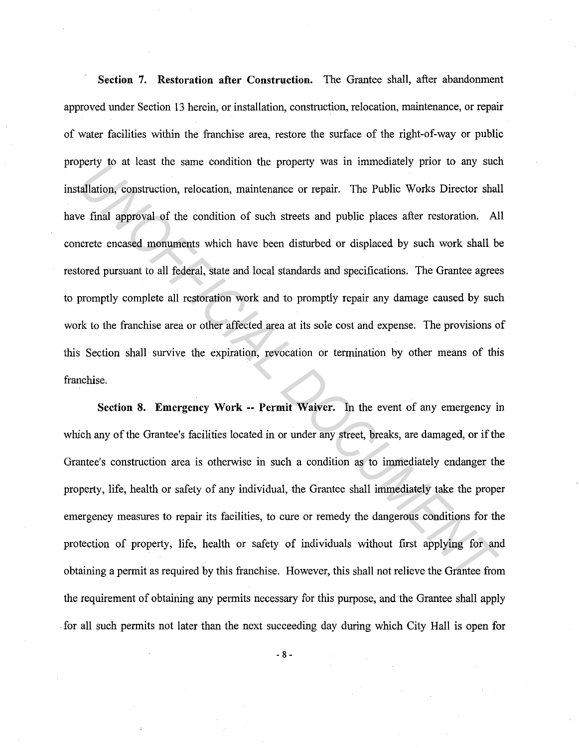**Section 7. Restoration after Construction.** The Grantee shall, after abandonment approved under Section 13 herein, or installation, construction, relocation, maintenance, or repair of water facilities within the franchise area, restore the surface of the right-of-way or public property to at least the same condition the property was in immediately prior to any such installation, construction, relocation, maintenance or repair. The Public Works Director shall have final approval of the condition of such streets and public places after restoration. All concrete encased monuments which have been disturbed or displaced by such work shall be restored pursuant to all federal, state and local standards and specifications. The Grantee agrees to promptly complete all restoration work and to promptly repair any damage caused by such work to the franchise area or other affected area at its sole cost and expense. The provisions of this Section shall survive the expiration, revocation or termination by other means of this franchise.

**Section 8. Emergency Work -- Permit Waiver.** In the event of any emergency in which any of the Grantee's facilities located in or under any street, breaks, are damaged, or if the Grantee's construction area is otherwise in such a condition as to immediately endanger the property, life, health or safety of any individual, the Grantee shall immediately take the proper emergency measures to repair its facilities, to cure or remedy the dangerous conditions for the protection of property, life, health or safety of individuals without first applying for and obtaining a permit as required by this franchise. However, this shall not relieve the Grantee from the requirement of obtaining any permits necessary for this purpose, and the Grantee shall apply for all such permits not later than the next succeeding day during which City Hall is open for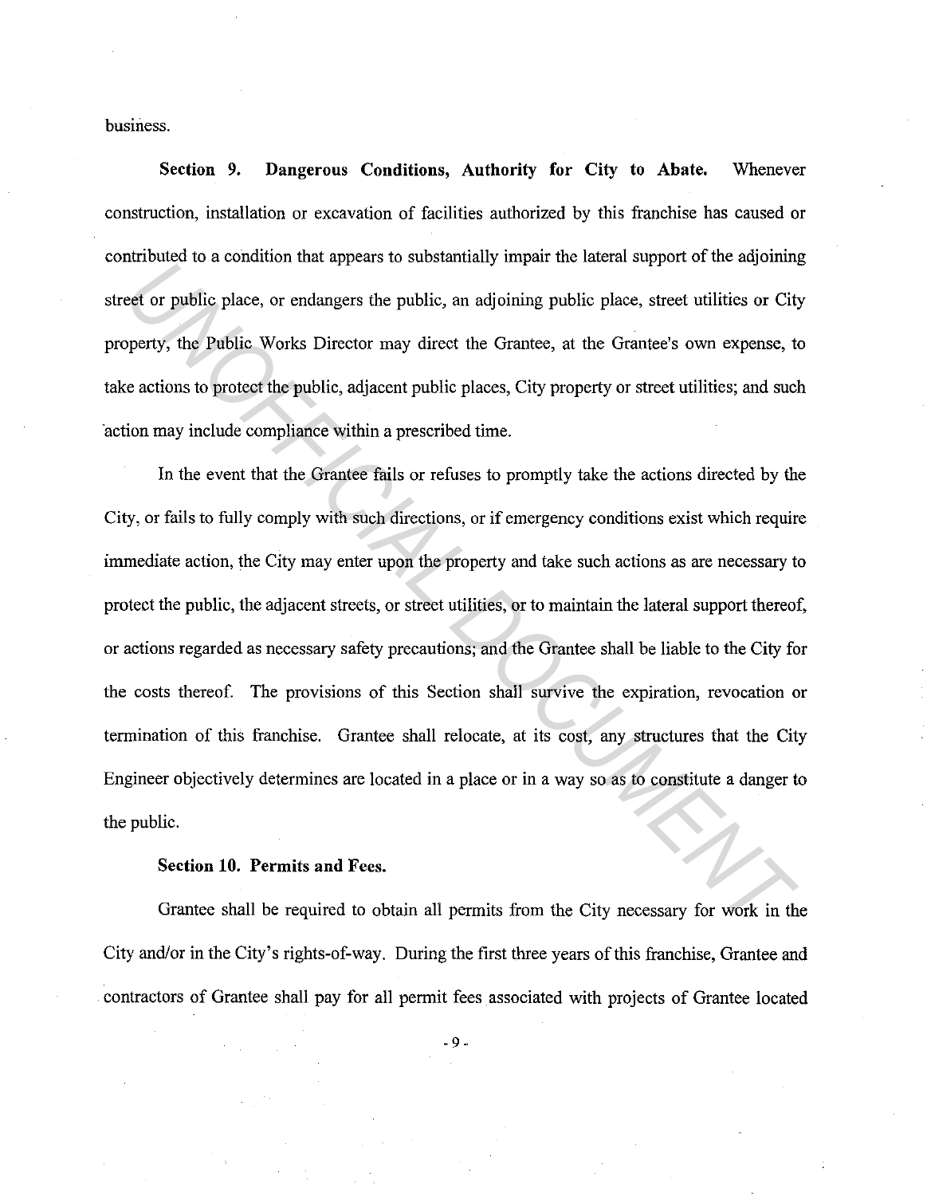business.

**Section 9. Dangerous Conditions, Authority for City to Abate.** Whenever construction, installation or excavation of facilities authorized by this franchise has caused or contributed to a condition that appears to substantially impair the lateral support of the adjoining street or public place, or endangers the public, an adjoining public place, street utilities or City property, the Public Works Director may direct the Grantee, at the Grantee's own expense, to take actions to protect the public, adjacent public places, City property or street utilities; and such action may include compliance within a prescribed time.

In the event that the Grantee fails or refuses to promptly take the actions directed by the City, or fails to fully comply with such directions, or if emergency conditions exist which require immediate action, the City may enter upon the property and take such actions as are necessary to protect the public, the adjacent streets, or street utilities, or to maintain the lateral support thereof, or actions regarded as necessary safety precautions; and the Grantee shall be liable to the City for the costs thereof. The provisions of this Section shall survive the expiration, revocation or termination of this franchise. Grantee shall relocate, at its cost, any structures that the City Engineer objectively determines are located in a place or in a way so as to constitute a danger to the public.

**Section 10. Permits and Fees.**

Grantee shall be required to obtain all permits from the City necessary for work in the City and/or in the City's rights-of-way. During the first three years of this franchise, Grantee and contractors of Grantee shall pay for all permit fees associated with projects of Grantee located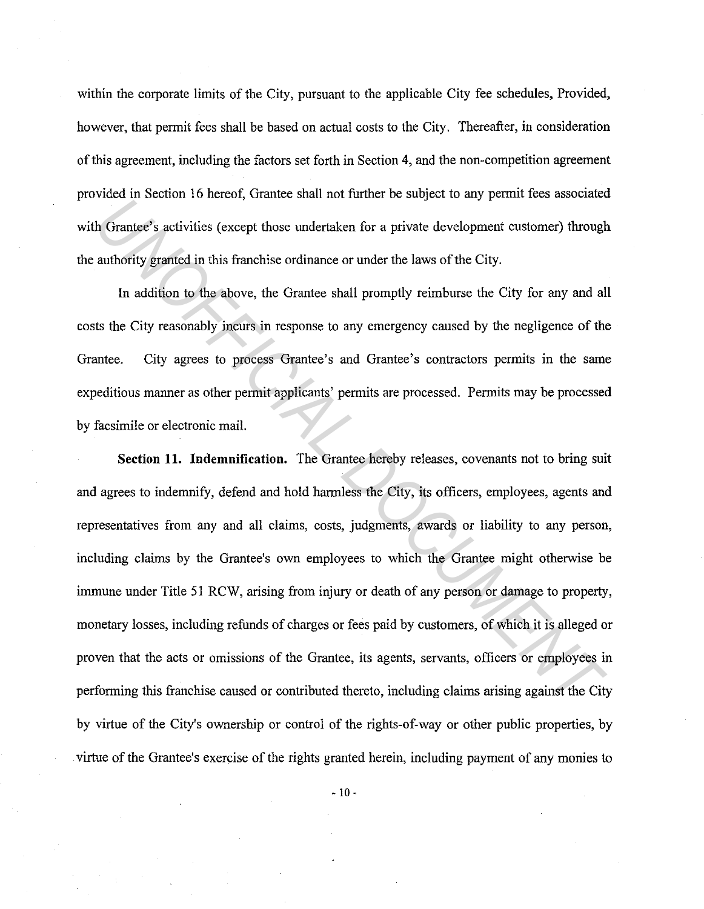within the corporate limits of the City, pursuant to the applicable City fee schedules, Provided, however, that permit fees shall be based on actual costs to the City. Thereafter, in consideration of this agreement, including the factors set forth in Section 4, and the non-competition agreement provided in Section 16 hereof, Grantee shall not further be subject to any permit fees associated with Grantee's activities (except those undertaken for a private development customer) through the authority granted in this franchise ordinance or under the laws of the City.

In addition to the above, the Grantee shall promptly reimburse the City for any and all costs the City reasonably incurs in response to any emergency caused by the negligence of the Grantee. City agrees to process Grantee's and Grantee's contractors permits in the same expeditious manner as other permit applicants' permits are processed. Permits may be processed by facsimile or electronic mail.

**Section 11. Indemnification.** The Grantee hereby releases, covenants not to bring suit and agrees to indemnify, defend and hold harmless the City, its officers, employees, agents and representatives from any and all claims, costs, judgments, awards or liability to any person, including claims by the Grantee's own employees to which the Grantee might otherwise be immune under Title 51 RCW, arising from injury or death of any person or damage to property, monetary losses, including refunds of charges or fees paid by customers, of which it is alleged or proven that the acts or omissions of the Grantee, its agents, servants, officers or employees in performing this franchise caused or contributed thereto, including claims arising against the City by virtue of the City's ownership or control of the rights-of-way or other public properties, by virtue of the Grantee's exercise of the rights granted herein, including payment of any monies to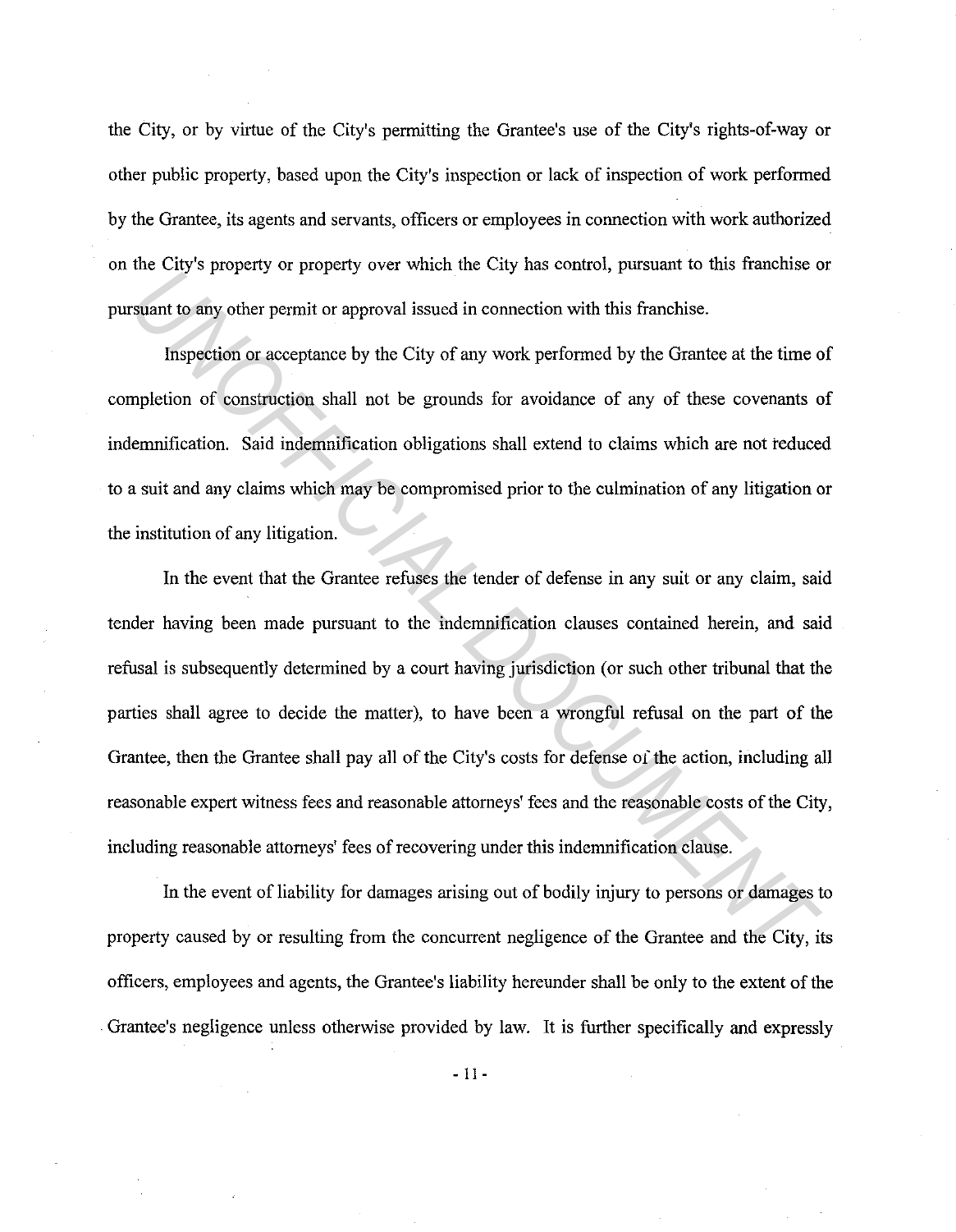the City, or by virtue of the City's permitting the Grantee's use of the City's rights-of-way or other public property, based upon the City's inspection or lack of inspection of work performed by the Grantee, its agents and servants, officers or employees in connection with work authorized on the City's property or property over which the City has control, pursuant to this franchise or pursuant to any other permit or approval issued in connection with this franchise.

Inspection or acceptance by the City of any work performed by the Grantee at the time of completion of construction shall not be grounds for avoidance of any of these covenants of indemnification. Said indemnification obligations shall extend to claims which are not reduced to a suit and any claims which may be compromised prior to the culmination of any litigation or the institution of any litigation.

In the event that the Grantee refuses the tender of defense in any suit or any claim, said tender having been made pursuant to the indemnification clauses contained herein, and said refusal is subsequently determined by a court having jurisdiction (or such other tribunal that the parties shall agree to decide the matter), to have been a wrongful refusal on the part of the Grantee, then the Grantee shall pay all of the City's costs for defense of the action, including all reasonable expert witness fees and reasonable attorneys' fees and the reasonable costs of the City, including reasonable attorneys' fees of recovering under this indemnification clause.

In the event of liability for damages arising out of bodily injury to persons or damages to property caused by or resulting from the concurrent negligence of the Grantee and the City, its officers, employees and agents, the Grantee's liability hereunder shall be only to the extent of the Grantee's negligence unless otherwise provided by law. It is further specifically and expressly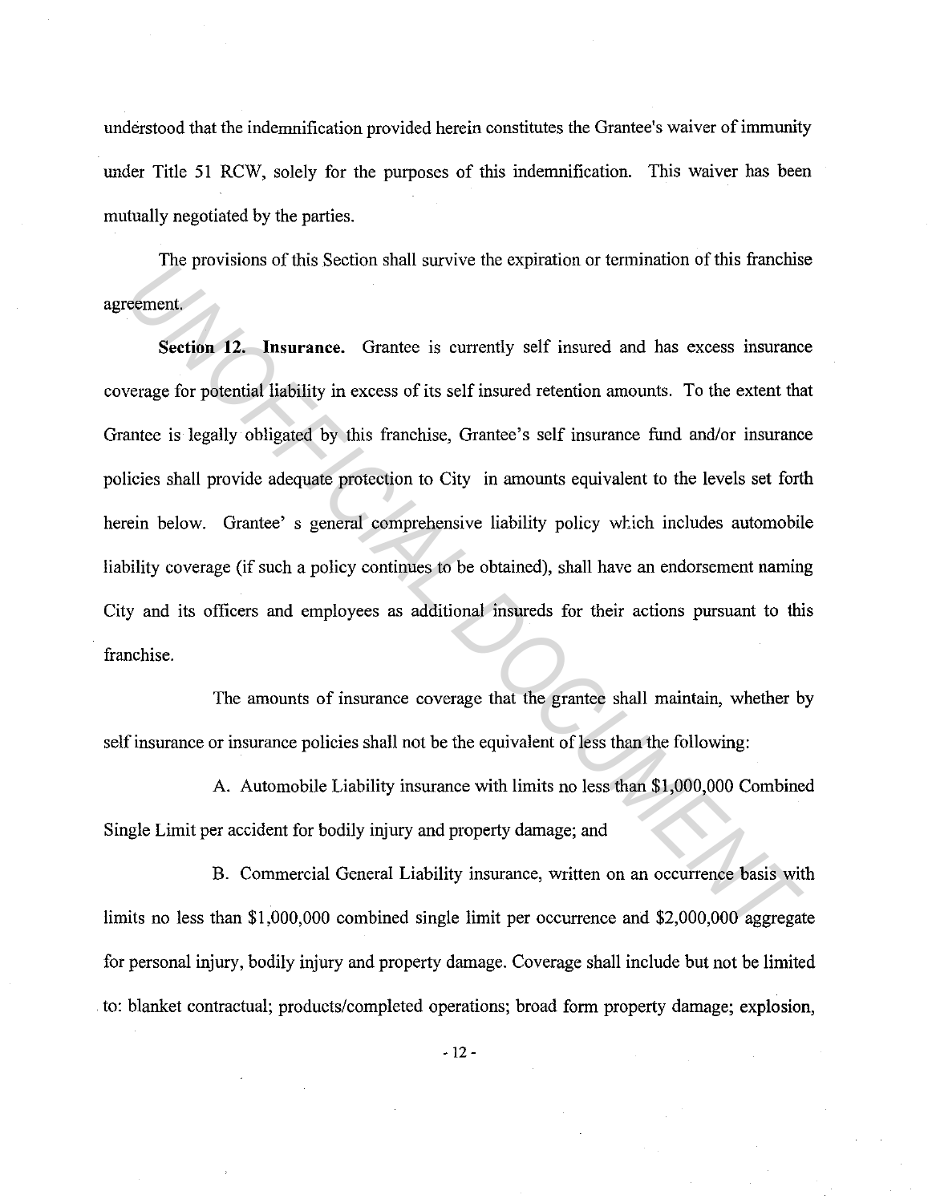understood that the indemnification provided herein constitutes the Grantee's waiver of immunity under Title 51 RCW, solely for the purposes of this indemnification. This waiver has been mutually negotiated by the parties.

The provisions of this Section shall survive the expiration or termination of this franchise agreement.

**Section 12. Insurance.** Grantee is currently self insured and has excess insurance coverage for potential liability in excess of its self insured retention amounts. To the extent that Grantee is legally obligated by this franchise, Grantee's self insurance fund and/or insurance policies shall provide adequate protection to City in amounts equivalent to the levels set forth herein below. Grantee' s general comprehensive liability policy which includes automobile liability coverage (if such a policy continues to be obtained), shall have an endorsement naming City and its officers and employees as additional insureds for their actions pursuant to this franchise.

The amounts of insurance coverage that the grantee shall maintain, whether by self insurance or insurance policies shall not be the equivalent of less than the following:

A. Automobile Liability insurance with limits no less than $1,000,000 Combined Single Limit per accident for bodily injury and property damage; and

B. Commercial General Liability insurance, written on an occurrence basis with limits no less than $1,000,000 combined single limit per occurrence and $2,000,000 aggregate for personal injury, bodily injury and property damage. Coverage shall include but not be limited to: blanket contractual; products/completed operations; broad form property damage; explosion,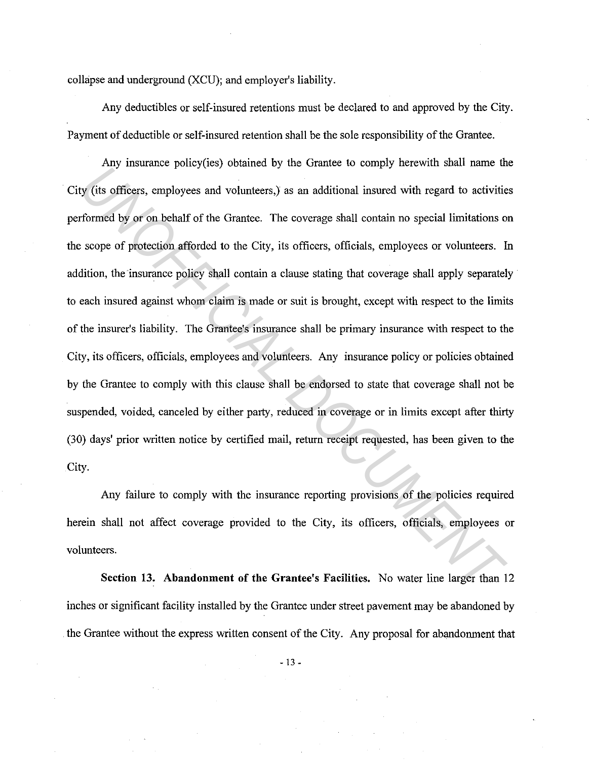collapse and underground (XCU); and employer's liability.

Any deductibles or self-insured retentions must be declared to and approved by the City. Payment of deductible or self-insured retention shall be the sole responsibility of the Grantee.

Any insurance policy(ies) obtained by the Grantee to comply herewith shall name the City (its officers, employees and volunteers,) as an additional insured with regard to activities performed by or on behalf of the Grantee. The coverage shall contain no special limitations on the scope of protection afforded to the City, its officers, officials, employees or volunteers. In addition, the insurance policy shall contain a clause stating that coverage shall apply separately to each insured against whom claim is made or suit is brought, except with respect to the limits of the insurer's liability. The Grantee's insurance shall be primary insurance with respect to the City, its officers, officials, employees and volunteers. Any insurance policy or policies obtained by the Grantee to comply with this clause shall be endorsed to state that coverage shall not be suspended, voided, canceled by either party, reduced in coverage or in limits except after thirty (30) days' prior written notice by certified mail, return receipt requested, has been given to the City.

Any failure to comply with the insurance reporting provisions of the policies required herein shall not affect coverage provided to the City, its officers, officials, employees or volunteers.

**Section 13. Abandonment of the Grantee's Facilities.** No water line larger than 12 inches or significant facility installed by the Grantee under street pavement may be abandoned by the Grantee without the express written consent of the City. Any proposal for abandonment that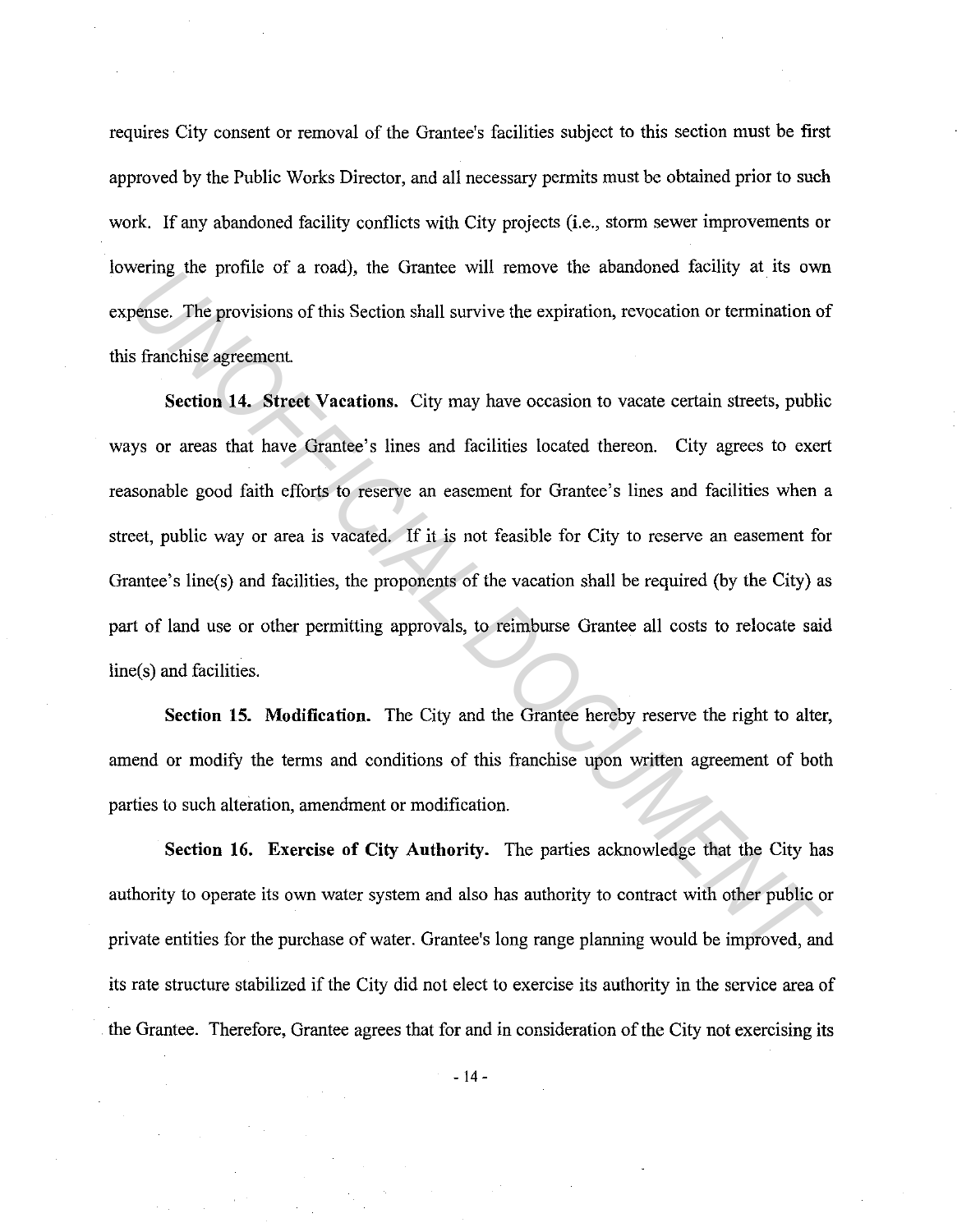requires City consent or removal of the Grantee's facilities subject to this section must be first approved by the Public Works Director, and all necessary permits must be obtained prior to such work. If any abandoned facility conflicts with City projects (i.e., storm sewer improvements or lowering the profile of a road), the Grantee will remove the abandoned facility at its own expense. The provisions of this Section shall survive the expiration, revocation or termination of this franchise agreement.

**Section 14. Street Vacations.** City may have occasion to vacate certain streets, public ways or areas that have Grantee's lines and facilities located thereon. City agrees to exert reasonable good faith efforts to reserve an easement for Grantee's lines and facilities when a street, public way or area is vacated. If it is not feasible for City to reserve an easement for Grantee's line(s) and facilities, the proponents of the vacation shall be required (by the City) as part of land use or other permitting approvals, to reimburse Grantee all costs to relocate said line(s) and facilities.

**Section 15. Modification.** The City and the Grantee hereby reserve the right to alter, amend or modify the terms and conditions of this franchise upon written agreement of both parties to such alteration, amendment or modification.

**Section 16. Exercise of City Authority.** The parties acknowledge that the City has authority to operate its own water system and also has authority to contract with other public or private entities for the purchase of water. Grantee's long range planning would be improved, and its rate structure stabilized if the City did not elect to exercise its authority in the service area of the Grantee. Therefore, Grantee agrees that for and in consideration of the City not exercising its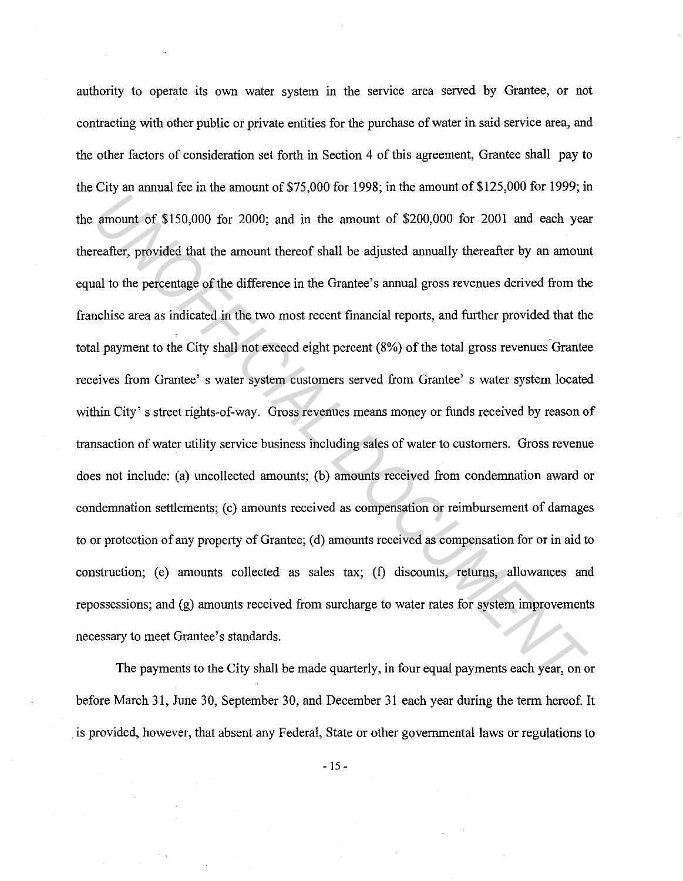authority to operate its own water system in the service area served by Grantee, or not contracting with other public or private entities for the purchase of water in said service area, and the other factors of consideration set forth in Section 4 of this agreement, Grantee shall pay to the City an annual fee in the amount of $75,000 for 1998; in the amount of $125,000 for 1999; in the amount of $150,000 for 2000; and in the amount of $200,000 for 2001 and each year thereafter, provided that the amount thereof shall be adjusted annually thereafter by an amount equal to the percentage of the difference in the Grantee's annual gross revenues derived from the franchise area as indicated in the two most recent financial reports, and further provided that the total payment to the City shall not exceed eight percent (8%) of the total gross revenues Grantee receives from Grantee' s water system customers served from Grantee' s water system located within City' s street rights-of-way. Gross revenues means money or funds received by reason of transaction of water utility service business including sales of water to customers. Gross revenue does not include: (a) uncollected amounts; (b) amounts received from condemnation award or condemnation settlements; (c) amounts received as compensation or reimbursement of damages to or protection of any property of Grantee; (d) amounts received as compensation for or in aid to construction; (e) amounts collected as sales tax; (f) discounts, returns, allowances and repossessions; and (g) amounts received from surcharge to water rates for system improvements necessary to meet Grantee's standards.

The payments to the City shall be made quarterly, in four equal payments each year, on or before March 31, June 30, September 30, and December 31 each year during the term hereof. It is provided, however, that absent any Federal, State or other governmental laws or regulations to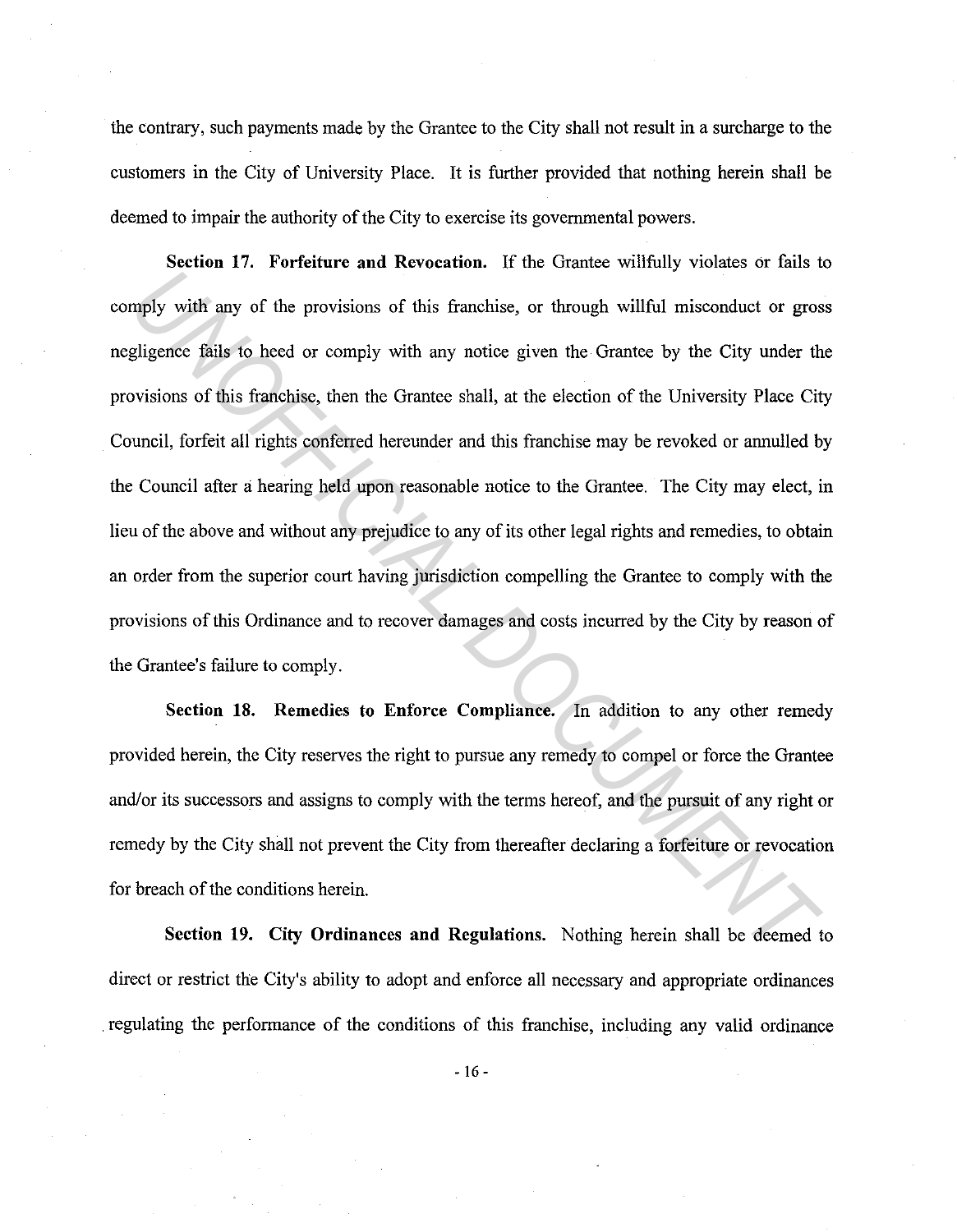the contrary, such payments made by the Grantee to the City shall not result in a surcharge to the customers in the City of University Place. It is further provided that nothing herein shall be deemed to impair the authority of the City to exercise its governmental powers.

**Section 17. Forfeiture and Revocation.** If the Grantee willfully violates or fails to comply with any of the provisions of this franchise, or through willful misconduct or gross negligence fails to heed or comply with any notice given the Grantee by the City under the provisions of this franchise, then the Grantee shall, at the election of the University Place City Council, forfeit all rights conferred hereunder and this franchise may be revoked or annulled by the Council after a hearing held upon reasonable notice to the Grantee. The City may elect, in lieu of the above and without any prejudice to any of its other legal rights and remedies, to obtain an order from the superior court having jurisdiction compelling the Grantee to comply with the provisions of this Ordinance and to recover damages and costs incurred by the City by reason of the Grantee's failure to comply.

**Section 18. Remedies to Enforce Compliance.** In addition to any other remedy provided herein, the City reserves the right to pursue any remedy to compel or force the Grantee and/or its successors and assigns to comply with the terms hereof, and the pursuit of any right or remedy by the City shall not prevent the City from thereafter declaring a forfeiture or revocation for breach of the conditions herein.

**Section 19. City Ordinances and Regulations.** Nothing herein shall be deemed to direct or restrict the City's ability to adopt and enforce all necessary and appropriate ordinances regulating the performance of the conditions of this franchise, including any valid ordinance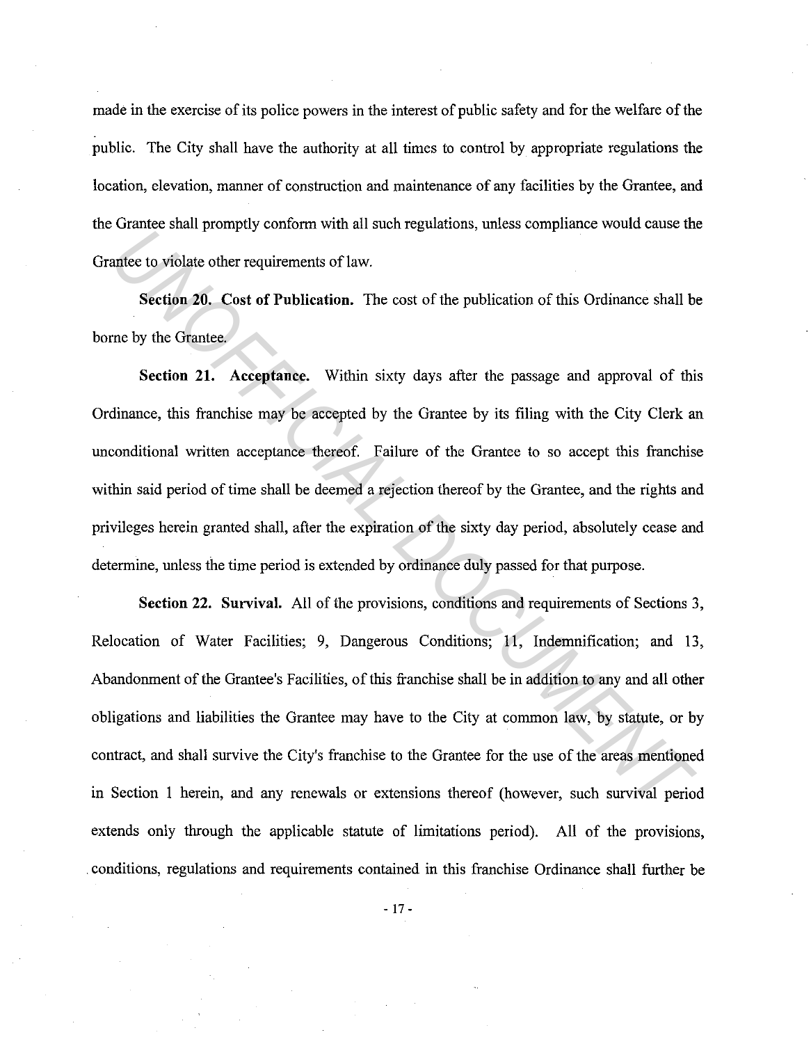made in the exercise of its police powers in the interest of public safety and for the welfare of the public. The City shall have the authority at all times to control by appropriate regulations the location, elevation, manner of construction and maintenance of any facilities by the Grantee, and the Grantee shall promptly conform with all such regulations, unless compliance would cause the Grantee to violate other requirements of law.

**Section 20. Cost of Publication.** The cost of the publication of this Ordinance shall be borne by the Grantee.

**Section 21. Acceptance.** Within sixty days after the passage and approval of this Ordinance, this franchise may be accepted by the Grantee by its filing with the City Clerk an unconditional written acceptance thereof. Failure of the Grantee to so accept this franchise within said period of time shall be deemed a rejection thereof by the Grantee, and the rights and privileges herein granted shall, after the expiration of the sixty day period, absolutely cease and determine, unless the time period is extended by ordinance duly passed for that purpose.

**Section 22. Survival.** All of the provisions, conditions and requirements of Sections 3, Relocation of Water Facilities; 9, Dangerous Conditions; 11, Indemnification; and 13, Abandonment of the Grantee's Facilities, of this franchise shall be in addition to any and all other obligations and liabilities the Grantee may have to the City at common law, by statute, or by contract, and shall survive the City's franchise to the Grantee for the use of the areas mentioned in Section 1 herein, and any renewals or extensions thereof (however, such survival period extends only through the applicable statute of limitations period). All of the provisions, conditions, regulations and requirements contained in this franchise Ordinance shall further be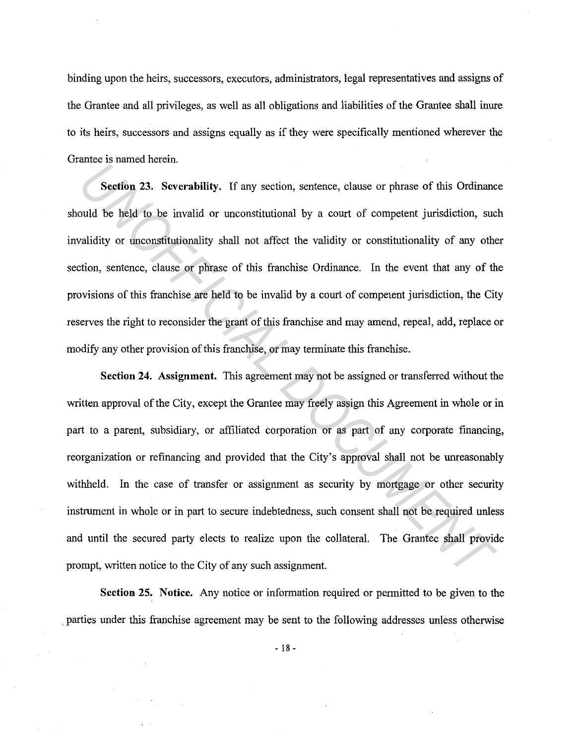binding upon the heirs, successors, executors, administrators, legal representatives and assigns of the Grantee and all privileges, as well as all obligations and liabilities of the Grantee shall inure to its heirs, successors and assigns equally as if they were specifically mentioned wherever the Grantee is named herein.

**Section 23. Severability.** If any section, sentence, clause or phrase of this Ordinance should be held to be invalid or unconstitutional by a court of competent jurisdiction, such invalidity or unconstitutionality shall not affect the validity or constitutionality of any other section, sentence, clause or phrase of this franchise Ordinance. In the event that any of the provisions of this franchise are held to be invalid by a court of competent jurisdiction, the City reserves the right to reconsider the grant of this franchise and may amend, repeal, add, replace or modify any other provision of this franchise, or may terminate this franchise.

**Section 24. Assignment.** This agreement may not be assigned or transferred without the written approval of the City, except the Grantee may freely assign this Agreement in whole or in part to a parent, subsidiary, or affiliated corporation or as part of any corporate financing, reorganization or refinancing and provided that the City's approval shall not be unreasonably withheld. In the case of transfer or assignment as security by mortgage or other security instrument in whole or in part to secure indebtedness, such consent shall not be required unless and until the secured party elects to realize upon the collateral. The Grantee shall provide prompt, written notice to the City of any such assignment.

**Section 25. Notice.** Any notice or information required or permitted to be given to the parties under this franchise agreement may be sent to the following addresses unless otherwise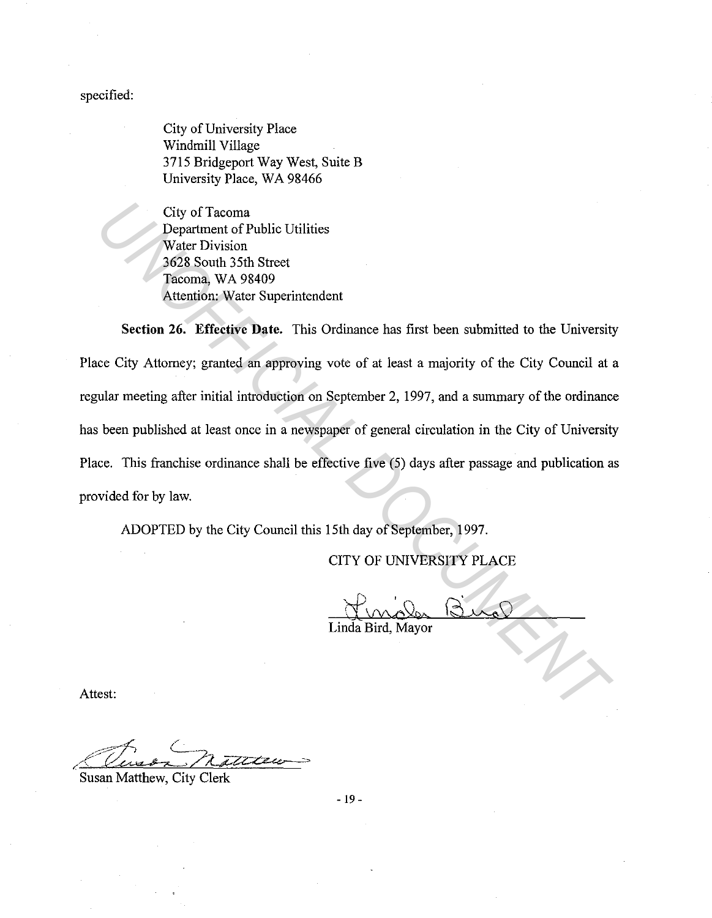specified:

City of University Place
Windmill Village
3715 Bridgeport Way West, Suite B
University Place, WA 98466

City of Tacoma
Department of Public Utilities
Water Division
3628 South 35th Street
Tacoma, WA 98409
Attention: Water Superintendent

**Section 26. Effective Date.** This Ordinance has first been submitted to the University Place City Attorney; granted an approving vote of at least a majority of the City Council at a regular meeting after initial introduction on September 2, 1997, and a summary of the ordinance has been published at least once in a newspaper of general circulation in the City of University Place. This franchise ordinance shall be effective five (5) days after passage and publication as provided for by law.

ADOPTED by the City Council this 15th day of September, 1997.

CITY OF UNIVERSITY PLACE

Linda Bird

Linda Bird, Mayor

Attest:

Susan Matthew

Susan Matthew, City Clerk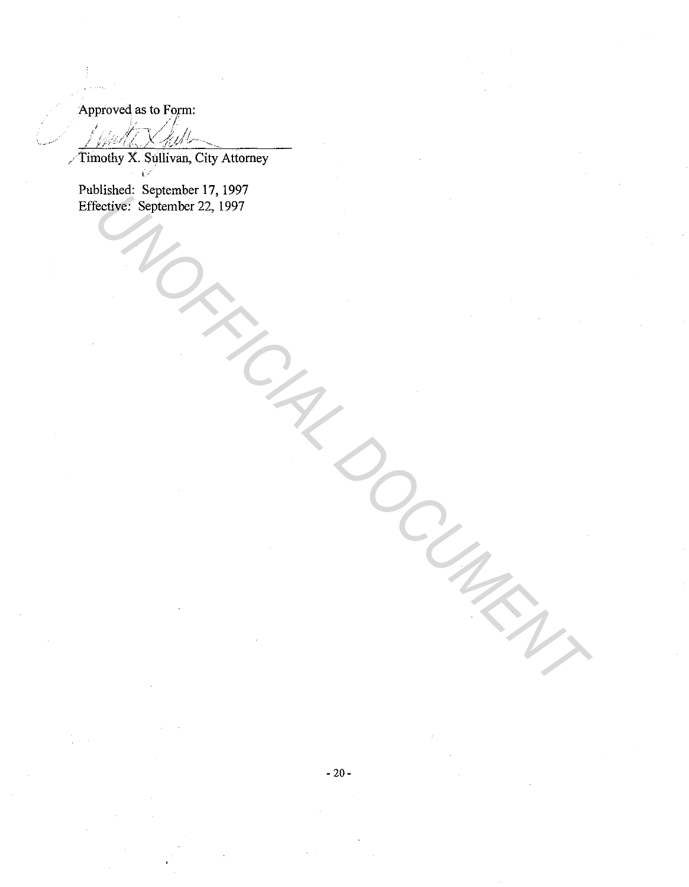Approved as to Form:

Timothy X. Sullivan, City Attorney

Published: September 17, 1997
Effective: September 22, 1997